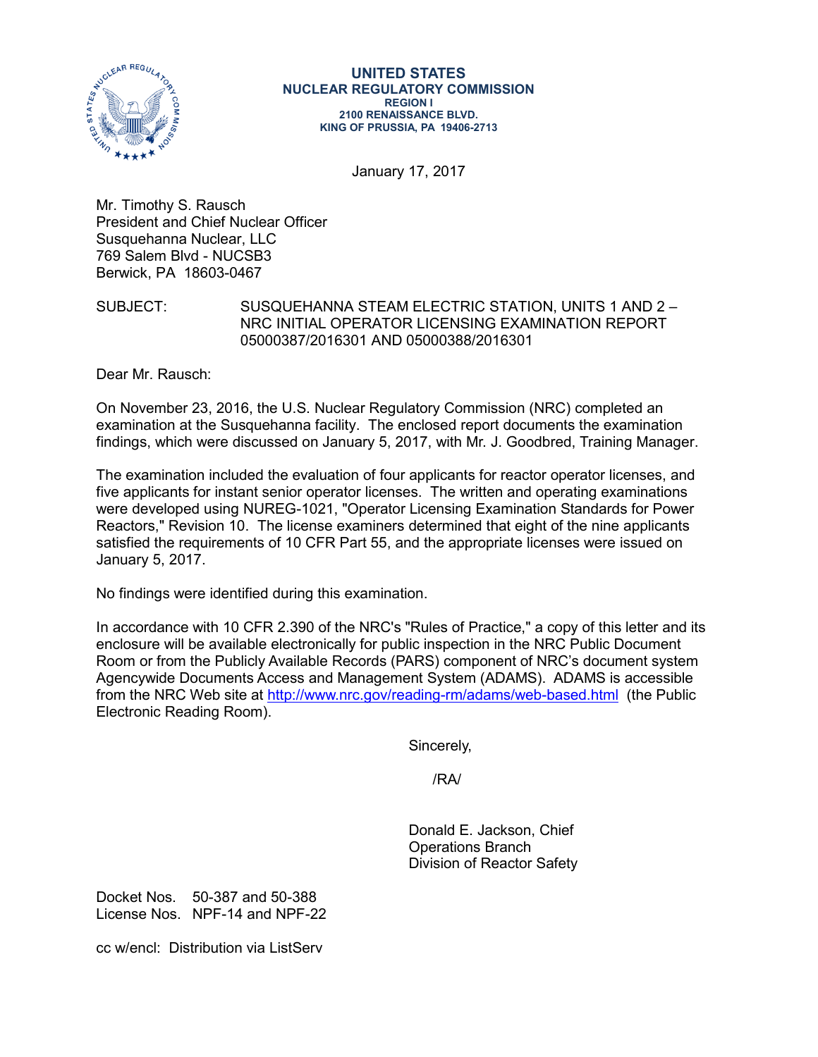**UNITED STATES**
**NUCLEAR REGULATORY COMMISSION**
**REGION I**
**2100 RENAISSANCE BLVD.**
**KING OF PRUSSIA, PA 19406-2713**

January 17, 2017

Mr. Timothy S. Rausch
President and Chief Nuclear Officer
Susquehanna Nuclear, LLC
769 Salem Blvd - NUCSB3
Berwick, PA 18603-0467

SUBJECT: SUSQUEHANNA STEAM ELECTRIC STATION, UNITS 1 AND 2 – NRC INITIAL OPERATOR LICENSING EXAMINATION REPORT 05000387/2016301 AND 05000388/2016301

Dear Mr. Rausch:

On November 23, 2016, the U.S. Nuclear Regulatory Commission (NRC) completed an examination at the Susquehanna facility. The enclosed report documents the examination findings, which were discussed on January 5, 2017, with Mr. J. Goodbred, Training Manager.

The examination included the evaluation of four applicants for reactor operator licenses, and five applicants for instant senior operator licenses. The written and operating examinations were developed using NUREG-1021, "Operator Licensing Examination Standards for Power Reactors," Revision 10. The license examiners determined that eight of the nine applicants satisfied the requirements of 10 CFR Part 55, and the appropriate licenses were issued on January 5, 2017.

No findings were identified during this examination.

In accordance with 10 CFR 2.390 of the NRC's "Rules of Practice," a copy of this letter and its enclosure will be available electronically for public inspection in the NRC Public Document Room or from the Publicly Available Records (PARS) component of NRC's document system Agencywide Documents Access and Management System (ADAMS). ADAMS is accessible from the NRC Web site at http://www.nrc.gov/reading-rm/adams/web-based.html (the Public Electronic Reading Room).

Sincerely,

/RA/

Donald E. Jackson, Chief
Operations Branch
Division of Reactor Safety

Docket Nos. 50-387 and 50-388
License Nos. NPF-14 and NPF-22

cc w/encl: Distribution via ListServ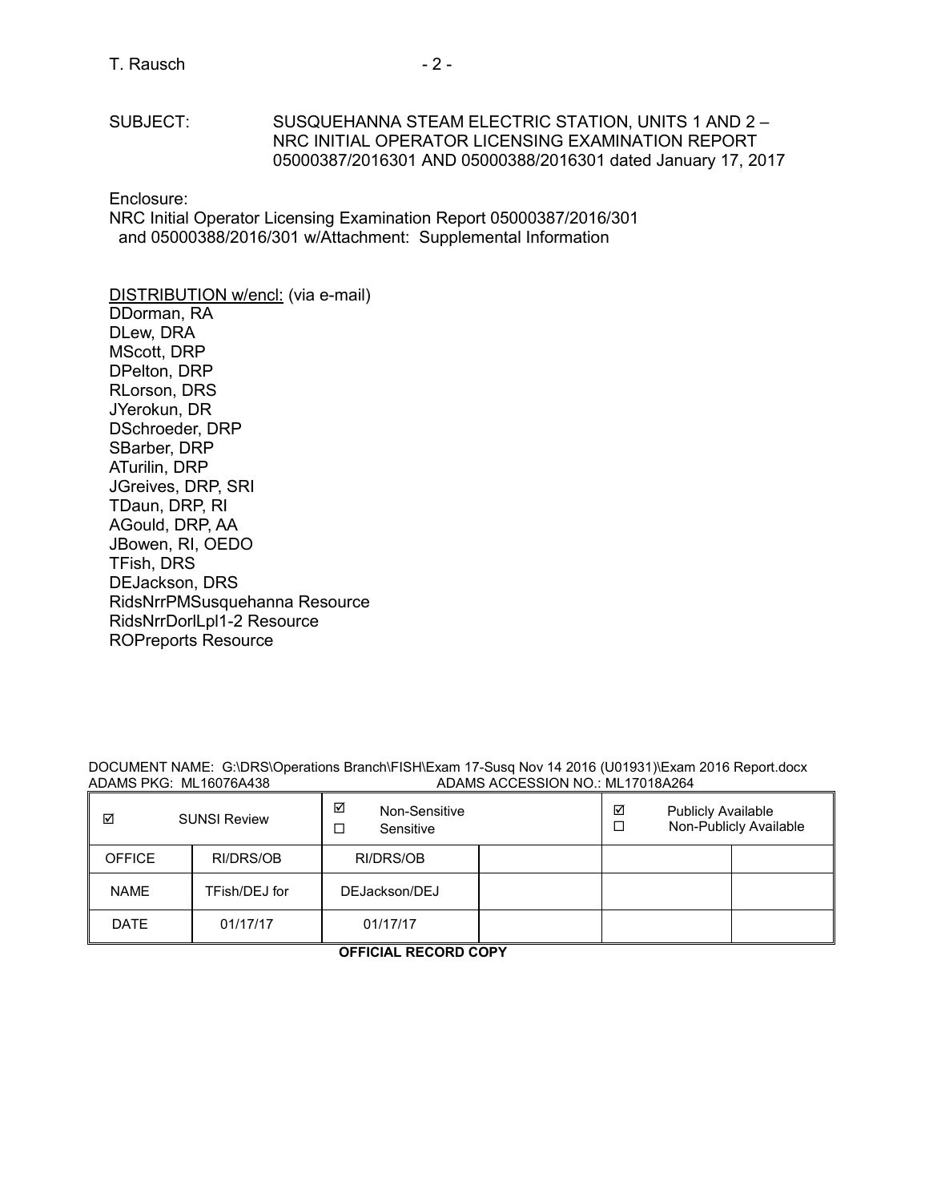SUBJECT: SUSQUEHANNA STEAM ELECTRIC STATION, UNITS 1 AND 2 – NRC INITIAL OPERATOR LICENSING EXAMINATION REPORT 05000387/2016301 AND 05000388/2016301 dated January 17, 2017

Enclosure:
NRC Initial Operator Licensing Examination Report 05000387/2016/301 and 05000388/2016/301 w/Attachment: Supplemental Information

DISTRIBUTION w/encl: (via e-mail)
DDorman, RA
DLew, DRA
MScott, DRP
DPelton, DRP
RLorson, DRS
JYerokun, DR
DSchroeder, DRP
SBarber, DRP
ATurilin, DRP
JGreives, DRP, SRI
TDaun, DRP, RI
AGould, DRP, AA
JBowen, RI, OEDO
TFish, DRS
DEJackson, DRS
RidsNrrPMSusquehanna Resource
RidsNrrDorlLpl1-2 Resource
ROPreports Resource

DOCUMENT NAME: G:\DRS\Operations Branch\FISH\Exam 17-Susq Nov 14 2016 (U01931)\Exam 2016 Report.docx
ADAMS PKG: ML16076A438 ADAMS ACCESSION NO.: ML17018A264

| ☑ SUNSI Review | | ☑ Non-Sensitive ☐ Sensitive | | ☑ Publicly Available ☐ Non-Publicly Available | |
|---|---|---|---|---|---|
| OFFICE | RI/DRS/OB | RI/DRS/OB | | | |
| NAME | TFish/DEJ for | DEJackson/DEJ | | | |
| DATE | 01/17/17 | 01/17/17 | | | |

**OFFICIAL RECORD COPY**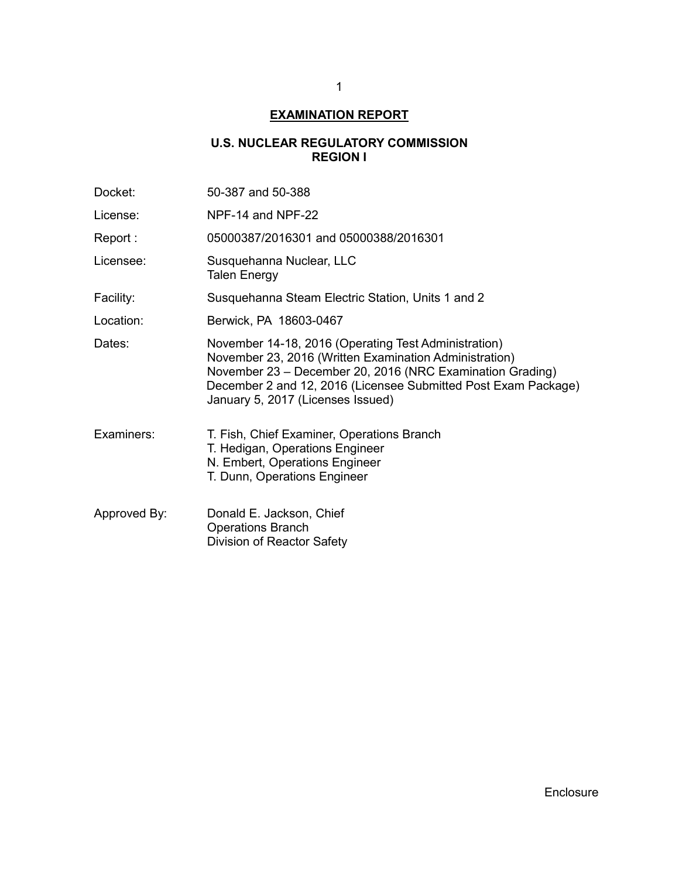# EXAMINATION REPORT

## U.S. NUCLEAR REGULATORY COMMISSION
## REGION I

| | |
|---|---|
| Docket: | 50-387 and 50-388 |
| License: | NPF-14 and NPF-22 |
| Report : | 05000387/2016301 and 05000388/2016301 |
| Licensee: | Susquehanna Nuclear, LLC<br>Talen Energy |
| Facility: | Susquehanna Steam Electric Station, Units 1 and 2 |
| Location: | Berwick, PA 18603-0467 |
| Dates: | November 14-18, 2016 (Operating Test Administration)<br>November 23, 2016 (Written Examination Administration)<br>November 23 – December 20, 2016 (NRC Examination Grading)<br>December 2 and 12, 2016 (Licensee Submitted Post Exam Package)<br>January 5, 2017 (Licenses Issued) |
| Examiners: | T. Fish, Chief Examiner, Operations Branch<br>T. Hedigan, Operations Engineer<br>N. Embert, Operations Engineer<br>T. Dunn, Operations Engineer |
| Approved By: | Donald E. Jackson, Chief<br>Operations Branch<br>Division of Reactor Safety |

Enclosure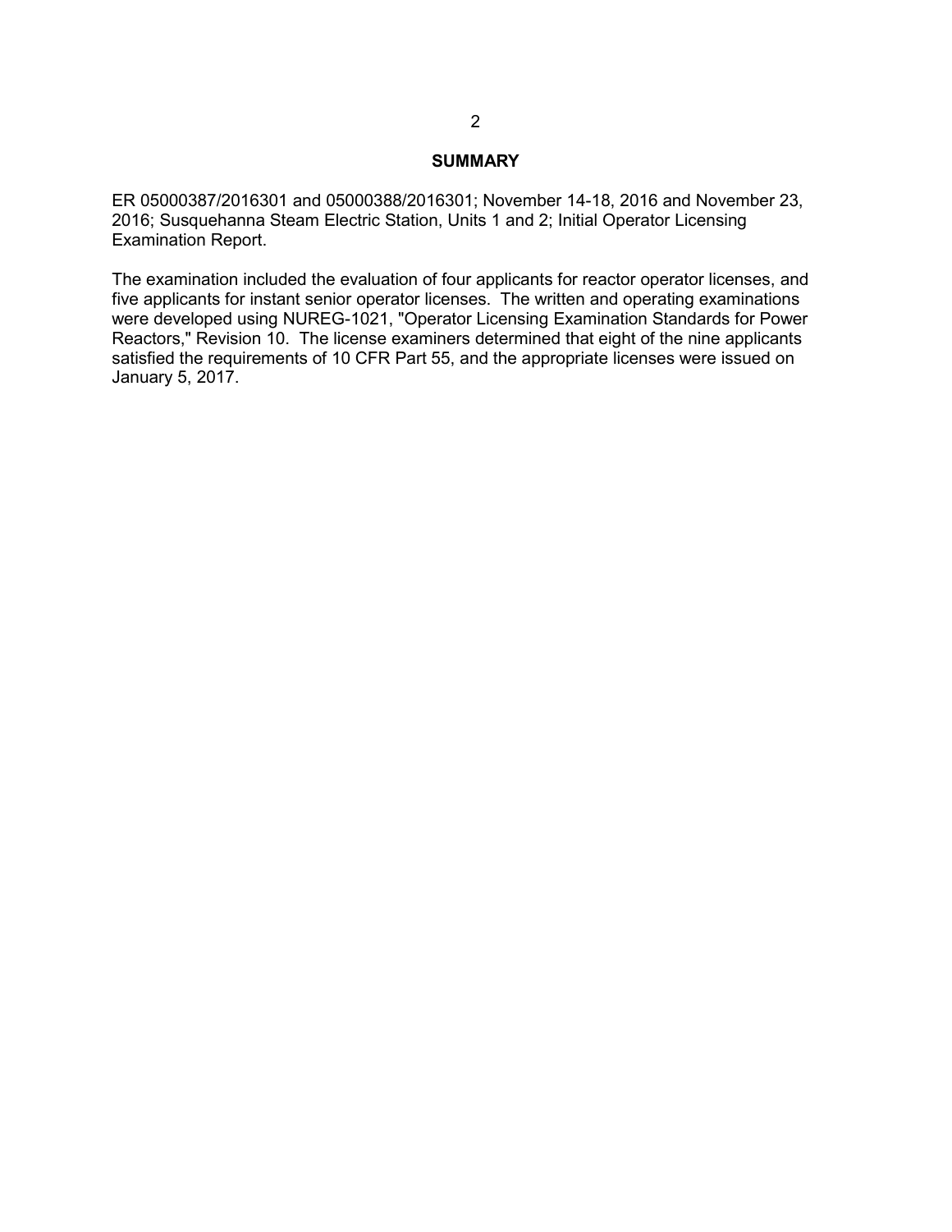## SUMMARY

ER 05000387/2016301 and 05000388/2016301; November 14-18, 2016 and November 23, 2016; Susquehanna Steam Electric Station, Units 1 and 2; Initial Operator Licensing Examination Report.

The examination included the evaluation of four applicants for reactor operator licenses, and five applicants for instant senior operator licenses. The written and operating examinations were developed using NUREG-1021, "Operator Licensing Examination Standards for Power Reactors," Revision 10. The license examiners determined that eight of the nine applicants satisfied the requirements of 10 CFR Part 55, and the appropriate licenses were issued on January 5, 2017.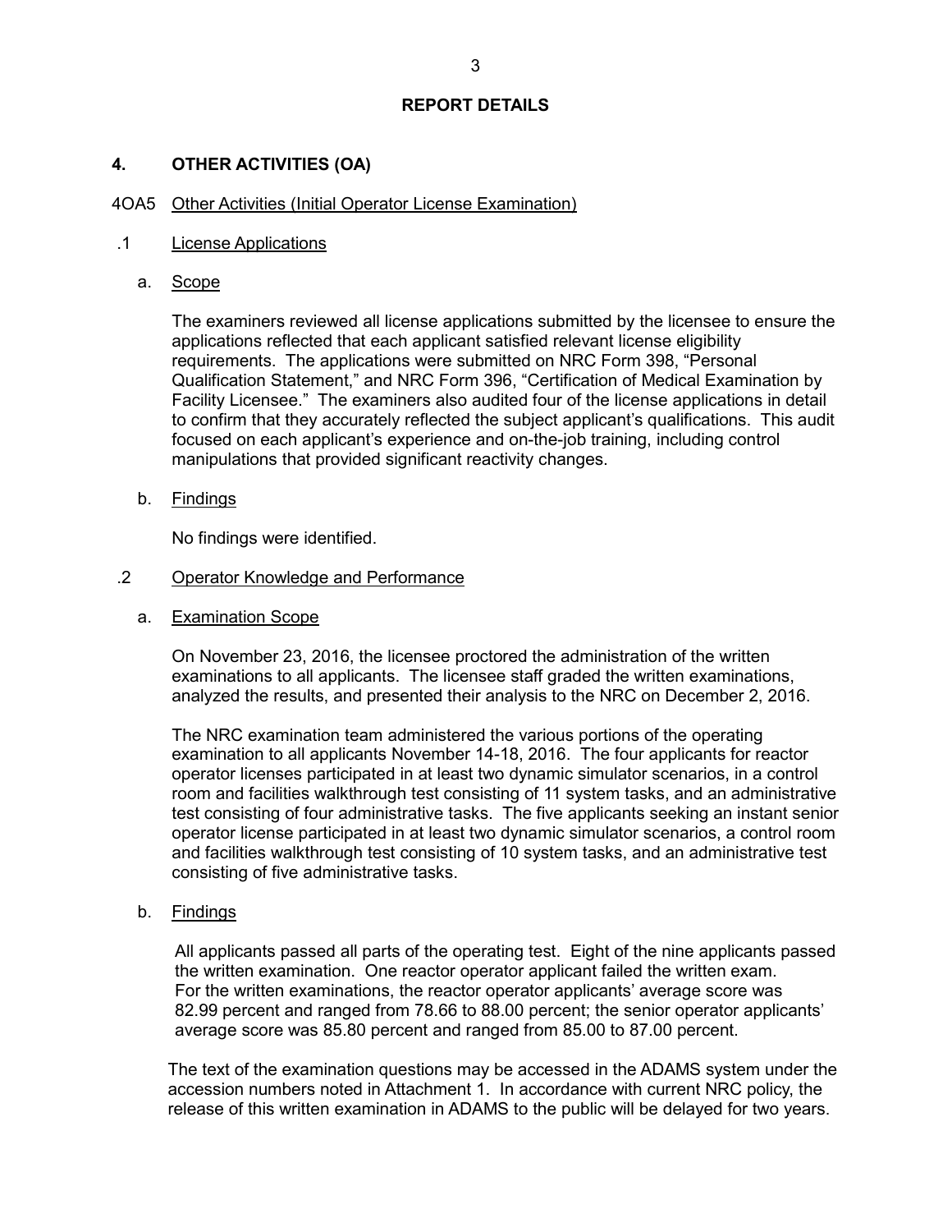## REPORT DETAILS

### 4. OTHER ACTIVITIES (OA)

4OA5 Other Activities (Initial Operator License Examination)

.1 License Applications

a. Scope

The examiners reviewed all license applications submitted by the licensee to ensure the applications reflected that each applicant satisfied relevant license eligibility requirements. The applications were submitted on NRC Form 398, "Personal Qualification Statement," and NRC Form 396, "Certification of Medical Examination by Facility Licensee." The examiners also audited four of the license applications in detail to confirm that they accurately reflected the subject applicant's qualifications. This audit focused on each applicant's experience and on-the-job training, including control manipulations that provided significant reactivity changes.

b. Findings

No findings were identified.

.2 Operator Knowledge and Performance

a. Examination Scope

On November 23, 2016, the licensee proctored the administration of the written examinations to all applicants. The licensee staff graded the written examinations, analyzed the results, and presented their analysis to the NRC on December 2, 2016.

The NRC examination team administered the various portions of the operating examination to all applicants November 14-18, 2016. The four applicants for reactor operator licenses participated in at least two dynamic simulator scenarios, in a control room and facilities walkthrough test consisting of 11 system tasks, and an administrative test consisting of four administrative tasks. The five applicants seeking an instant senior operator license participated in at least two dynamic simulator scenarios, a control room and facilities walkthrough test consisting of 10 system tasks, and an administrative test consisting of five administrative tasks.

b. Findings

All applicants passed all parts of the operating test. Eight of the nine applicants passed the written examination. One reactor operator applicant failed the written exam. For the written examinations, the reactor operator applicants' average score was 82.99 percent and ranged from 78.66 to 88.00 percent; the senior operator applicants' average score was 85.80 percent and ranged from 85.00 to 87.00 percent.

The text of the examination questions may be accessed in the ADAMS system under the accession numbers noted in Attachment 1. In accordance with current NRC policy, the release of this written examination in ADAMS to the public will be delayed for two years.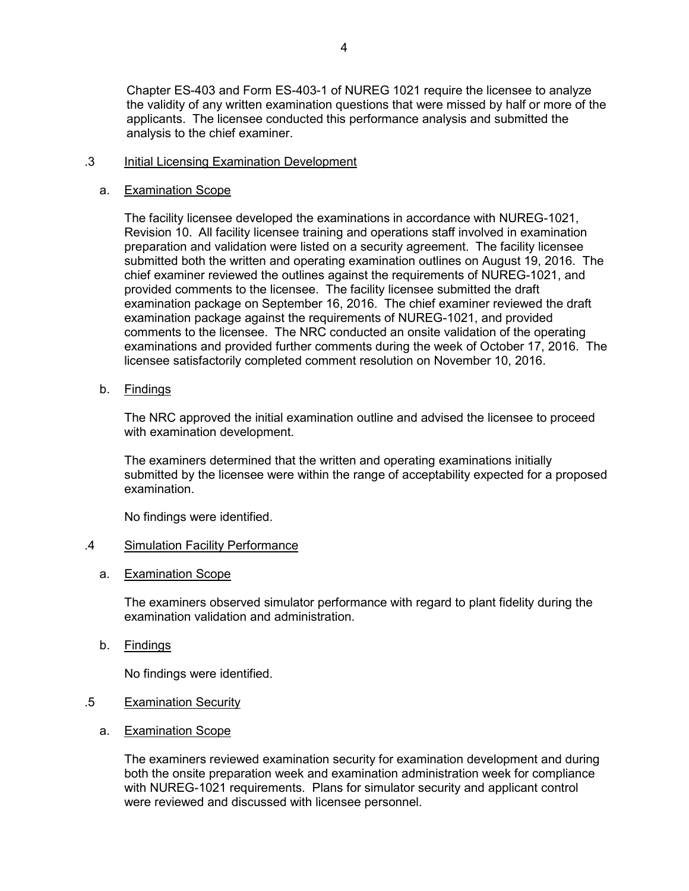Chapter ES-403 and Form ES-403-1 of NUREG 1021 require the licensee to analyze the validity of any written examination questions that were missed by half or more of the applicants. The licensee conducted this performance analysis and submitted the analysis to the chief examiner.

### .3 Initial Licensing Examination Development

#### a. Examination Scope

The facility licensee developed the examinations in accordance with NUREG-1021, Revision 10. All facility licensee training and operations staff involved in examination preparation and validation were listed on a security agreement. The facility licensee submitted both the written and operating examination outlines on August 19, 2016. The chief examiner reviewed the outlines against the requirements of NUREG-1021, and provided comments to the licensee. The facility licensee submitted the draft examination package on September 16, 2016. The chief examiner reviewed the draft examination package against the requirements of NUREG-1021, and provided comments to the licensee. The NRC conducted an onsite validation of the operating examinations and provided further comments during the week of October 17, 2016. The licensee satisfactorily completed comment resolution on November 10, 2016.

#### b. Findings

The NRC approved the initial examination outline and advised the licensee to proceed with examination development.

The examiners determined that the written and operating examinations initially submitted by the licensee were within the range of acceptability expected for a proposed examination.

No findings were identified.

### .4 Simulation Facility Performance

#### a. Examination Scope

The examiners observed simulator performance with regard to plant fidelity during the examination validation and administration.

#### b. Findings

No findings were identified.

### .5 Examination Security

#### a. Examination Scope

The examiners reviewed examination security for examination development and during both the onsite preparation week and examination administration week for compliance with NUREG-1021 requirements. Plans for simulator security and applicant control were reviewed and discussed with licensee personnel.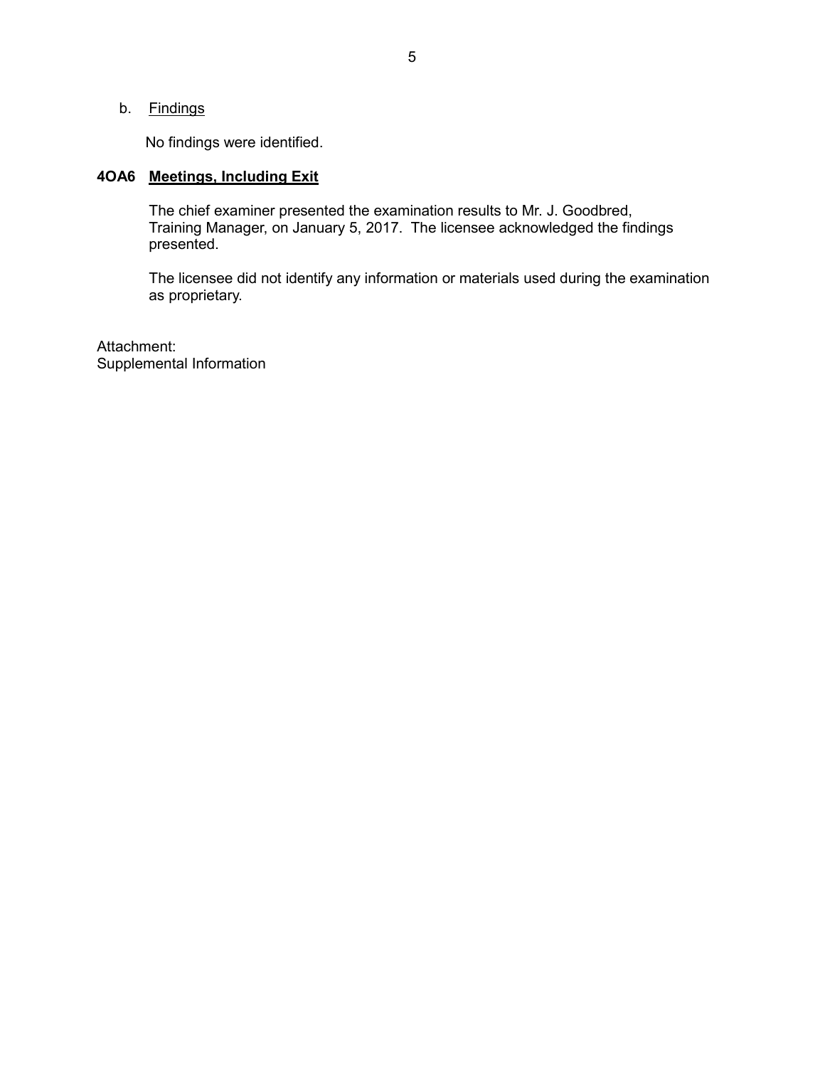b. Findings

No findings were identified.

**4OA6 Meetings, Including Exit**

The chief examiner presented the examination results to Mr. J. Goodbred, Training Manager, on January 5, 2017. The licensee acknowledged the findings presented.

The licensee did not identify any information or materials used during the examination as proprietary.

Attachment:
Supplemental Information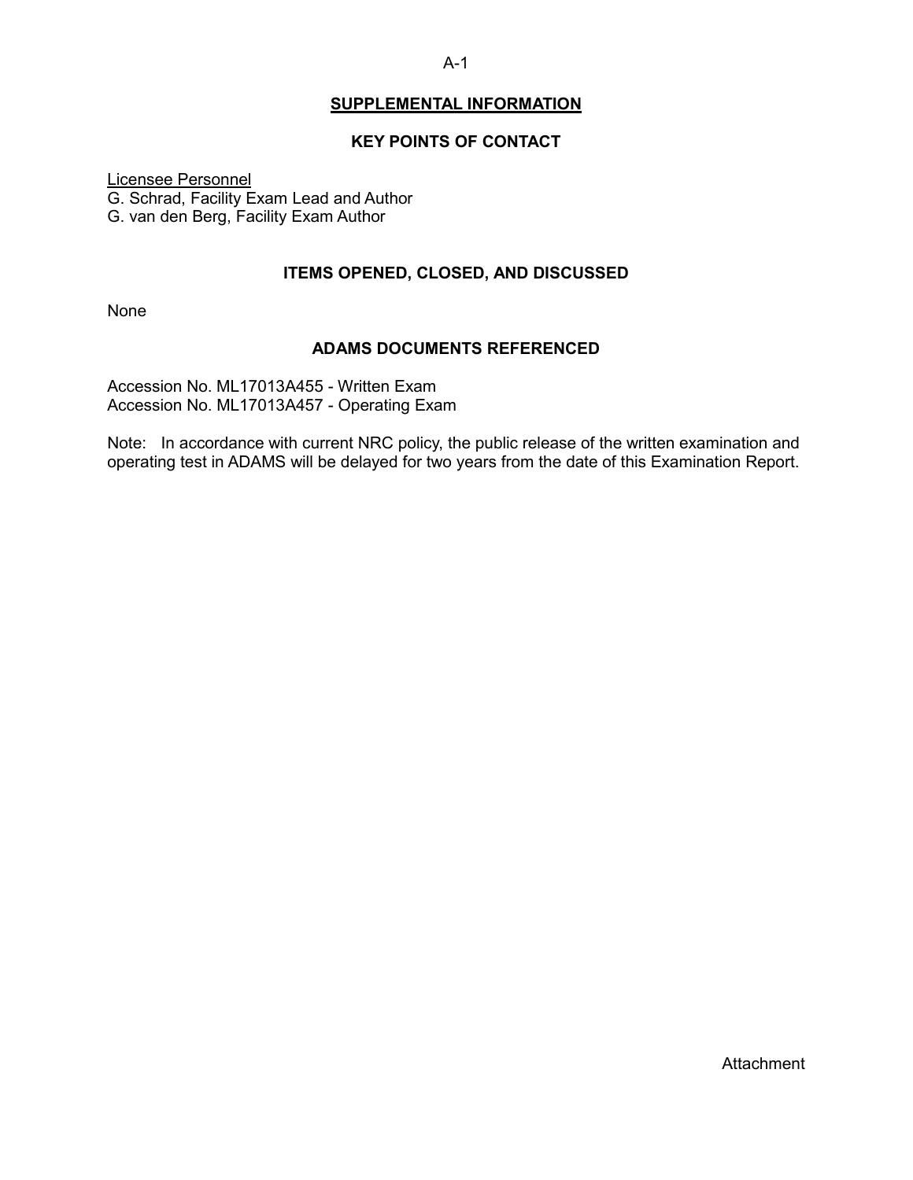## SUPPLEMENTAL INFORMATION

### KEY POINTS OF CONTACT

Licensee Personnel
G. Schrad, Facility Exam Lead and Author
G. van den Berg, Facility Exam Author

### ITEMS OPENED, CLOSED, AND DISCUSSED

None

### ADAMS DOCUMENTS REFERENCED

Accession No. ML17013A455 - Written Exam
Accession No. ML17013A457 - Operating Exam

Note: In accordance with current NRC policy, the public release of the written examination and operating test in ADAMS will be delayed for two years from the date of this Examination Report.

Attachment